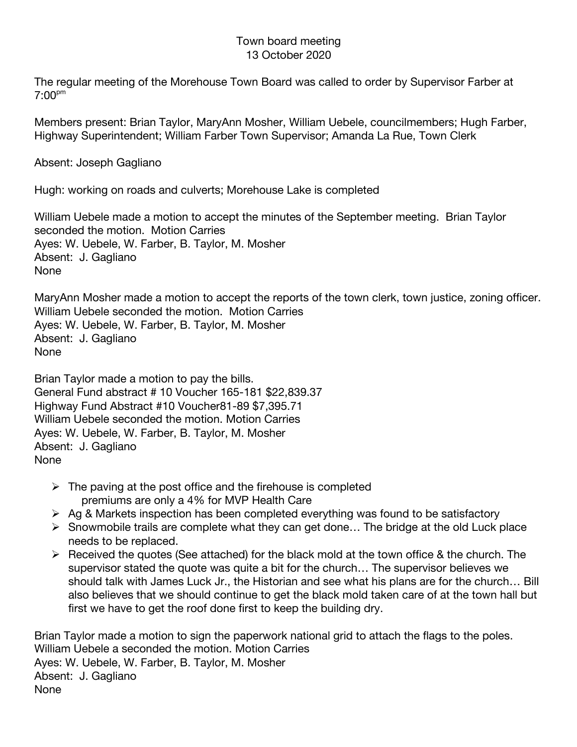Town board meeting
13 October 2020

The regular meeting of the Morehouse Town Board was called to order by Supervisor Farber at 7:00pm

Members present: Brian Taylor, MaryAnn Mosher, William Uebele, councilmembers; Hugh Farber, Highway Superintendent; William Farber Town Supervisor; Amanda La Rue, Town Clerk

Absent: Joseph Gagliano

Hugh: working on roads and culverts; Morehouse Lake is completed

William Uebele made a motion to accept the minutes of the September meeting. Brian Taylor seconded the motion. Motion Carries
Ayes: W. Uebele, W. Farber, B. Taylor, M. Mosher
Absent: J. Gagliano
None

MaryAnn Mosher made a motion to accept the reports of the town clerk, town justice, zoning officer. William Uebele seconded the motion. Motion Carries
Ayes: W. Uebele, W. Farber, B. Taylor, M. Mosher
Absent: J. Gagliano
None

Brian Taylor made a motion to pay the bills.
General Fund abstract # 10 Voucher 165-181 $22,839.37
Highway Fund Abstract #10 Voucher81-89 $7,395.71
William Uebele seconded the motion. Motion Carries
Ayes: W. Uebele, W. Farber, B. Taylor, M. Mosher
Absent: J. Gagliano
None

- The paving at the post office and the firehouse is completed
  premiums are only a 4% for MVP Health Care
- Ag & Markets inspection has been completed everything was found to be satisfactory
- Snowmobile trails are complete what they can get done… The bridge at the old Luck place needs to be replaced.
- Received the quotes (See attached) for the black mold at the town office & the church. The supervisor stated the quote was quite a bit for the church… The supervisor believes we should talk with James Luck Jr., the Historian and see what his plans are for the church… Bill also believes that we should continue to get the black mold taken care of at the town hall but first we have to get the roof done first to keep the building dry.

Brian Taylor made a motion to sign the paperwork national grid to attach the flags to the poles.
William Uebele a seconded the motion. Motion Carries
Ayes: W. Uebele, W. Farber, B. Taylor, M. Mosher
Absent: J. Gagliano
None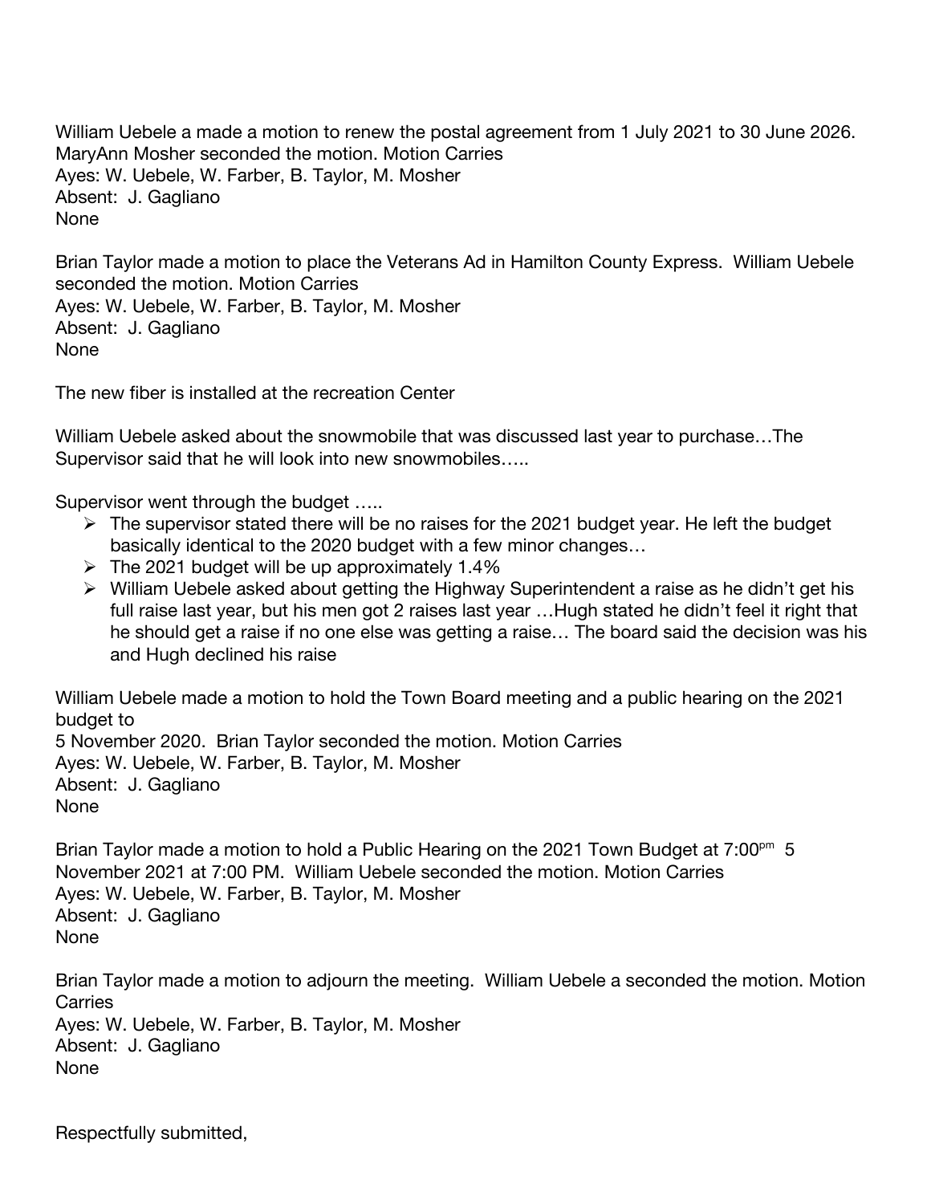William Uebele a made a motion to renew the postal agreement from 1 July 2021 to 30 June 2026. MaryAnn Mosher seconded the motion. Motion Carries
Ayes: W. Uebele, W. Farber, B. Taylor, M. Mosher
Absent: J. Gagliano
None

Brian Taylor made a motion to place the Veterans Ad in Hamilton County Express. William Uebele seconded the motion. Motion Carries
Ayes: W. Uebele, W. Farber, B. Taylor, M. Mosher
Absent: J. Gagliano
None

The new fiber is installed at the recreation Center

William Uebele asked about the snowmobile that was discussed last year to purchase…The Supervisor said that he will look into new snowmobiles…..

Supervisor went through the budget …..

- The supervisor stated there will be no raises for the 2021 budget year. He left the budget basically identical to the 2020 budget with a few minor changes…
- The 2021 budget will be up approximately 1.4%
- William Uebele asked about getting the Highway Superintendent a raise as he didn't get his full raise last year, but his men got 2 raises last year …Hugh stated he didn't feel it right that he should get a raise if no one else was getting a raise… The board said the decision was his and Hugh declined his raise

William Uebele made a motion to hold the Town Board meeting and a public hearing on the 2021 budget to
5 November 2020. Brian Taylor seconded the motion. Motion Carries
Ayes: W. Uebele, W. Farber, B. Taylor, M. Mosher
Absent: J. Gagliano
None

Brian Taylor made a motion to hold a Public Hearing on the 2021 Town Budget at 7:00pm 5 November 2021 at 7:00 PM. William Uebele seconded the motion. Motion Carries
Ayes: W. Uebele, W. Farber, B. Taylor, M. Mosher
Absent: J. Gagliano
None

Brian Taylor made a motion to adjourn the meeting. William Uebele a seconded the motion. Motion Carries
Ayes: W. Uebele, W. Farber, B. Taylor, M. Mosher
Absent: J. Gagliano
None

Respectfully submitted,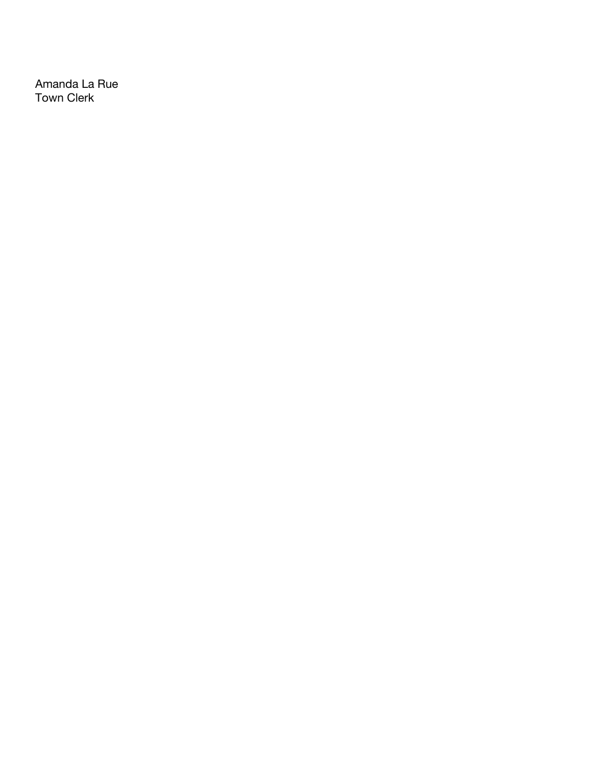Amanda La Rue
Town Clerk